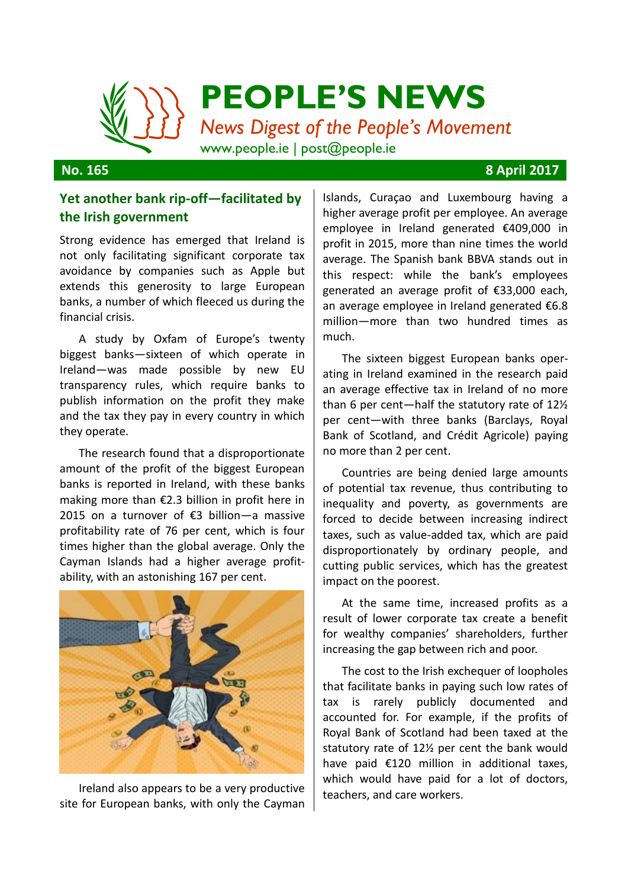# PEOPLE'S NEWS

*News Digest of the People's Movement*

www.people.ie | post@people.ie

**No. 165** **8 April 2017**

## Yet another bank rip-off—facilitated by the Irish government

Strong evidence has emerged that Ireland is not only facilitating significant corporate tax avoidance by companies such as Apple but extends this generosity to large European banks, a number of which fleeced us during the financial crisis.

A study by Oxfam of Europe's twenty biggest banks—sixteen of which operate in Ireland—was made possible by new EU transparency rules, which require banks to publish information on the profit they make and the tax they pay in every country in which they operate.

The research found that a disproportionate amount of the profit of the biggest European banks is reported in Ireland, with these banks making more than €2.3 billion in profit here in 2015 on a turnover of €3 billion—a massive profitability rate of 76 per cent, which is four times higher than the global average. Only the Cayman Islands had a higher average profitability, with an astonishing 167 per cent.

Ireland also appears to be a very productive site for European banks, with only the Cayman Islands, Curaçao and Luxembourg having a higher average profit per employee. An average employee in Ireland generated €409,000 in profit in 2015, more than nine times the world average. The Spanish bank BBVA stands out in this respect: while the bank's employees generated an average profit of €33,000 each, an average employee in Ireland generated €6.8 million—more than two hundred times as much.

The sixteen biggest European banks operating in Ireland examined in the research paid an average effective tax in Ireland of no more than 6 per cent—half the statutory rate of 12½ per cent—with three banks (Barclays, Royal Bank of Scotland, and Crédit Agricole) paying no more than 2 per cent.

Countries are being denied large amounts of potential tax revenue, thus contributing to inequality and poverty, as governments are forced to decide between increasing indirect taxes, such as value-added tax, which are paid disproportionately by ordinary people, and cutting public services, which has the greatest impact on the poorest.

At the same time, increased profits as a result of lower corporate tax create a benefit for wealthy companies' shareholders, further increasing the gap between rich and poor.

The cost to the Irish exchequer of loopholes that facilitate banks in paying such low rates of tax is rarely publicly documented and accounted for. For example, if the profits of Royal Bank of Scotland had been taxed at the statutory rate of 12½ per cent the bank would have paid €120 million in additional taxes, which would have paid for a lot of doctors, teachers, and care workers.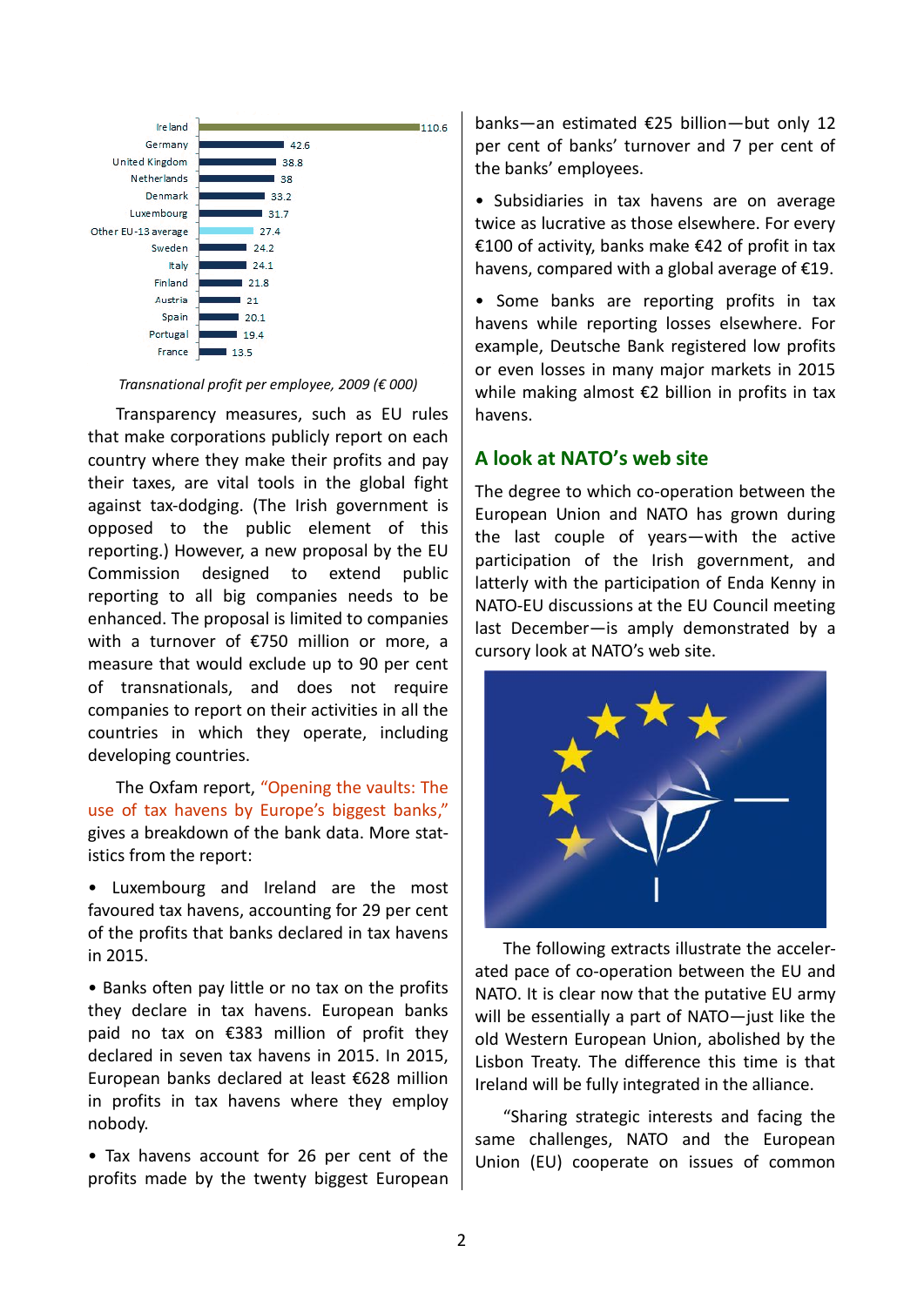| Country | Transnational profit per employee, 2009 (€ 000) |
| --- | --- |
| Ireland | 110.6 |
| Germany | 42.6 |
| United Kingdom | 38.8 |
| Netherlands | 38 |
| Denmark | 33.2 |
| Luxembourg | 31.7 |
| Other EU-13 average | 27.4 |
| Sweden | 24.2 |
| Italy | 24.1 |
| Finland | 21.8 |
| Austria | 21 |
| Spain | 20.1 |
| Portugal | 19.4 |
| France | 13.5 |

*Transnational profit per employee, 2009 (€ 000)*

Transparency measures, such as EU rules that make corporations publicly report on each country where they make their profits and pay their taxes, are vital tools in the global fight against tax-dodging. (The Irish government is opposed to the public element of this reporting.) However, a new proposal by the EU Commission designed to extend public reporting to all big companies needs to be enhanced. The proposal is limited to companies with a turnover of €750 million or more, a measure that would exclude up to 90 per cent of transnationals, and does not require companies to report on their activities in all the countries in which they operate, including developing countries.

The Oxfam report, "Opening the vaults: The use of tax havens by Europe's biggest banks," gives a breakdown of the bank data. More statistics from the report:

- Luxembourg and Ireland are the most favoured tax havens, accounting for 29 per cent of the profits that banks declared in tax havens in 2015.
- Banks often pay little or no tax on the profits they declare in tax havens. European banks paid no tax on €383 million of profit they declared in seven tax havens in 2015. In 2015, European banks declared at least €628 million in profits in tax havens where they employ nobody.
- Tax havens account for 26 per cent of the profits made by the twenty biggest European banks—an estimated €25 billion—but only 12 per cent of banks' turnover and 7 per cent of the banks' employees.
- Subsidiaries in tax havens are on average twice as lucrative as those elsewhere. For every €100 of activity, banks make €42 of profit in tax havens, compared with a global average of €19.
- Some banks are reporting profits in tax havens while reporting losses elsewhere. For example, Deutsche Bank registered low profits or even losses in many major markets in 2015 while making almost €2 billion in profits in tax havens.

## A look at NATO's web site

The degree to which co-operation between the European Union and NATO has grown during the last couple of years—with the active participation of the Irish government, and latterly with the participation of Enda Kenny in NATO-EU discussions at the EU Council meeting last December—is amply demonstrated by a cursory look at NATO's web site.

The following extracts illustrate the accelerated pace of co-operation between the EU and NATO. It is clear now that the putative EU army will be essentially a part of NATO—just like the old Western European Union, abolished by the Lisbon Treaty. The difference this time is that Ireland will be fully integrated in the alliance.

"Sharing strategic interests and facing the same challenges, NATO and the European Union (EU) cooperate on issues of common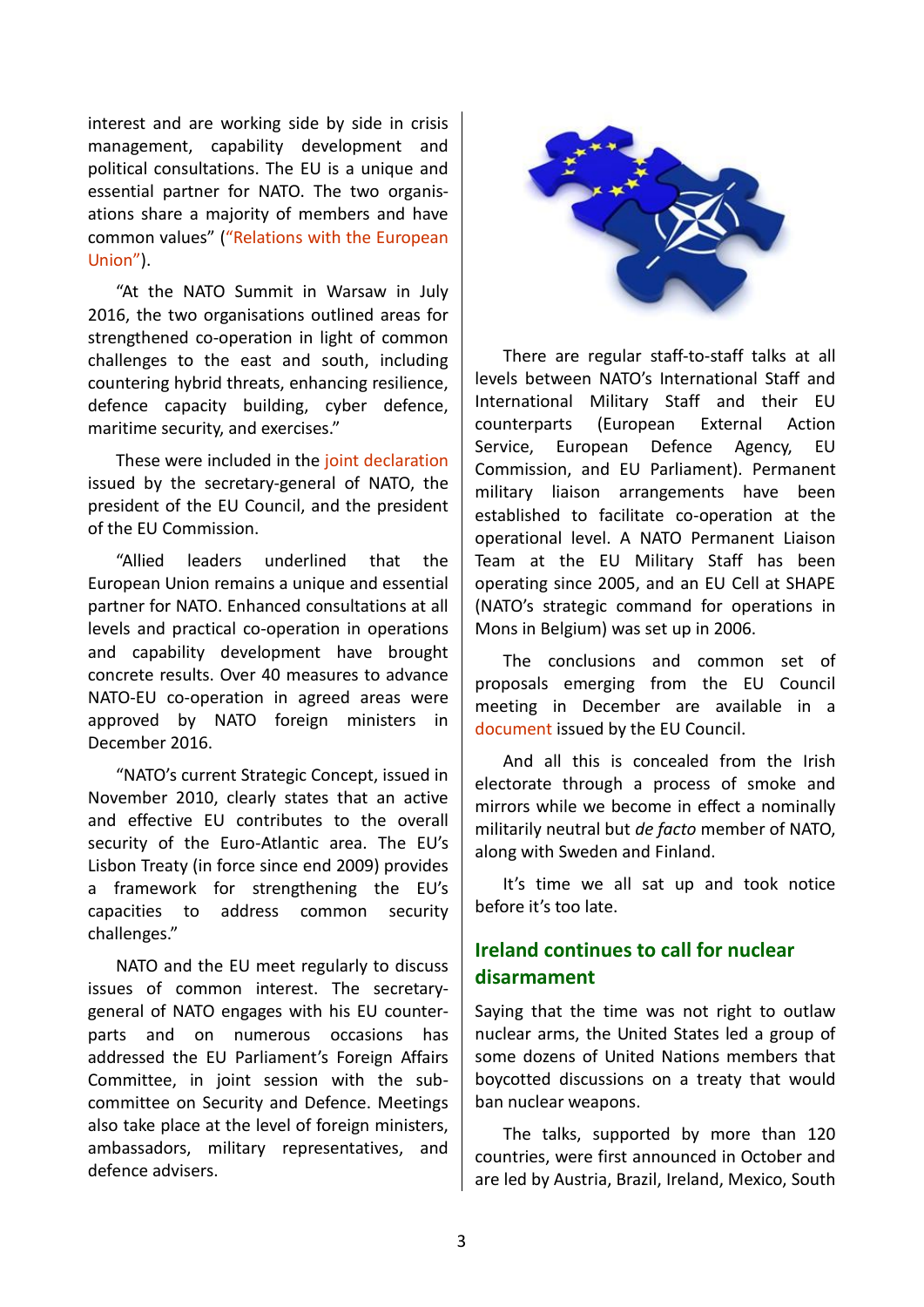interest and are working side by side in crisis management, capability development and political consultations. The EU is a unique and essential partner for NATO. The two organisations share a majority of members and have common values" ("Relations with the European Union").

"At the NATO Summit in Warsaw in July 2016, the two organisations outlined areas for strengthened co-operation in light of common challenges to the east and south, including countering hybrid threats, enhancing resilience, defence capacity building, cyber defence, maritime security, and exercises."

These were included in the joint declaration issued by the secretary-general of NATO, the president of the EU Council, and the president of the EU Commission.

"Allied leaders underlined that the European Union remains a unique and essential partner for NATO. Enhanced consultations at all levels and practical co-operation in operations and capability development have brought concrete results. Over 40 measures to advance NATO-EU co-operation in agreed areas were approved by NATO foreign ministers in December 2016.

"NATO's current Strategic Concept, issued in November 2010, clearly states that an active and effective EU contributes to the overall security of the Euro-Atlantic area. The EU's Lisbon Treaty (in force since end 2009) provides a framework for strengthening the EU's capacities to address common security challenges."

NATO and the EU meet regularly to discuss issues of common interest. The secretary-general of NATO engages with his EU counterparts and on numerous occasions has addressed the EU Parliament's Foreign Affairs Committee, in joint session with the subcommittee on Security and Defence. Meetings also take place at the level of foreign ministers, ambassadors, military representatives, and defence advisers.

There are regular staff-to-staff talks at all levels between NATO's International Staff and International Military Staff and their EU counterparts (European External Action Service, European Defence Agency, EU Commission, and EU Parliament). Permanent military liaison arrangements have been established to facilitate co-operation at the operational level. A NATO Permanent Liaison Team at the EU Military Staff has been operating since 2005, and an EU Cell at SHAPE (NATO's strategic command for operations in Mons in Belgium) was set up in 2006.

The conclusions and common set of proposals emerging from the EU Council meeting in December are available in a document issued by the EU Council.

And all this is concealed from the Irish electorate through a process of smoke and mirrors while we become in effect a nominally militarily neutral but *de facto* member of NATO, along with Sweden and Finland.

It's time we all sat up and took notice before it's too late.

## Ireland continues to call for nuclear disarmament

Saying that the time was not right to outlaw nuclear arms, the United States led a group of some dozens of United Nations members that boycotted discussions on a treaty that would ban nuclear weapons.

The talks, supported by more than 120 countries, were first announced in October and are led by Austria, Brazil, Ireland, Mexico, South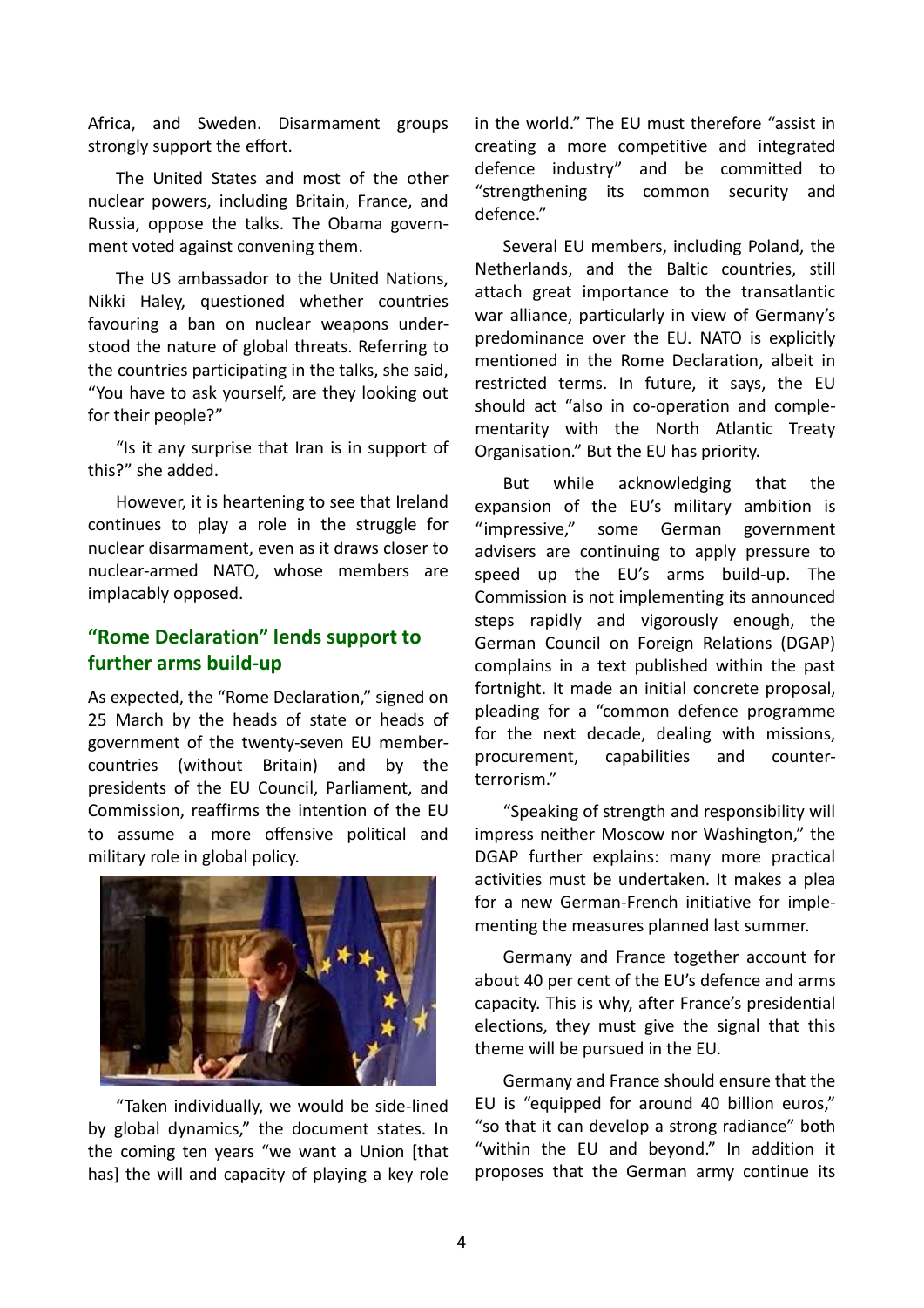Africa, and Sweden. Disarmament groups strongly support the effort.

The United States and most of the other nuclear powers, including Britain, France, and Russia, oppose the talks. The Obama government voted against convening them.

The US ambassador to the United Nations, Nikki Haley, questioned whether countries favouring a ban on nuclear weapons understood the nature of global threats. Referring to the countries participating in the talks, she said, "You have to ask yourself, are they looking out for their people?"

"Is it any surprise that Iran is in support of this?" she added.

However, it is heartening to see that Ireland continues to play a role in the struggle for nuclear disarmament, even as it draws closer to nuclear-armed NATO, whose members are implacably opposed.

## "Rome Declaration" lends support to further arms build-up

As expected, the "Rome Declaration," signed on 25 March by the heads of state or heads of government of the twenty-seven EU member-countries (without Britain) and by the presidents of the EU Council, Parliament, and Commission, reaffirms the intention of the EU to assume a more offensive political and military role in global policy.

"Taken individually, we would be side-lined by global dynamics," the document states. In the coming ten years "we want a Union [that has] the will and capacity of playing a key role in the world." The EU must therefore "assist in creating a more competitive and integrated defence industry" and be committed to "strengthening its common security and defence."

Several EU members, including Poland, the Netherlands, and the Baltic countries, still attach great importance to the transatlantic war alliance, particularly in view of Germany's predominance over the EU. NATO is explicitly mentioned in the Rome Declaration, albeit in restricted terms. In future, it says, the EU should act "also in co-operation and complementarity with the North Atlantic Treaty Organisation." But the EU has priority.

But while acknowledging that the expansion of the EU's military ambition is "impressive," some German government advisers are continuing to apply pressure to speed up the EU's arms build-up. The Commission is not implementing its announced steps rapidly and vigorously enough, the German Council on Foreign Relations (DGAP) complains in a text published within the past fortnight. It made an initial concrete proposal, pleading for a "common defence programme for the next decade, dealing with missions, procurement, capabilities and counter-terrorism."

"Speaking of strength and responsibility will impress neither Moscow nor Washington," the DGAP further explains: many more practical activities must be undertaken. It makes a plea for a new German-French initiative for implementing the measures planned last summer.

Germany and France together account for about 40 per cent of the EU's defence and arms capacity. This is why, after France's presidential elections, they must give the signal that this theme will be pursued in the EU.

Germany and France should ensure that the EU is "equipped for around 40 billion euros," "so that it can develop a strong radiance" both "within the EU and beyond." In addition it proposes that the German army continue its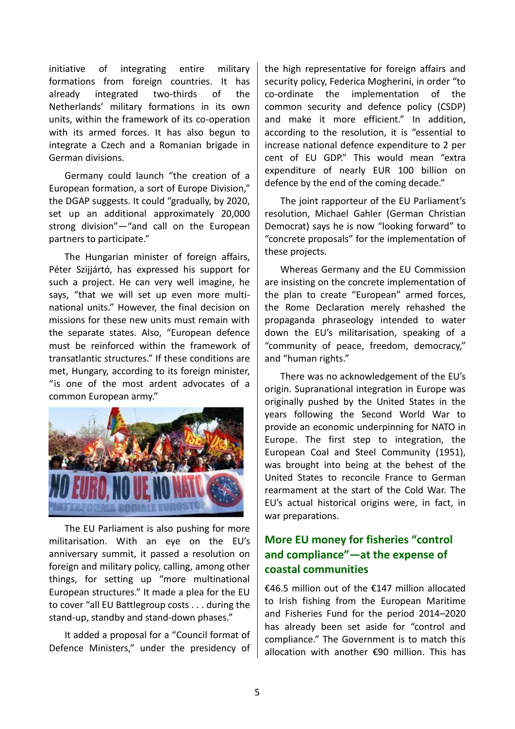initiative of integrating entire military formations from foreign countries. It has already integrated two-thirds of the Netherlands' military formations in its own units, within the framework of its co-operation with its armed forces. It has also begun to integrate a Czech and a Romanian brigade in German divisions.

Germany could launch "the creation of a European formation, a sort of Europe Division," the DGAP suggests. It could "gradually, by 2020, set up an additional approximately 20,000 strong division"—"and call on the European partners to participate."

The Hungarian minister of foreign affairs, Péter Szijjártó, has expressed his support for such a project. He can very well imagine, he says, "that we will set up even more multi-national units." However, the final decision on missions for these new units must remain with the separate states. Also, "European defence must be reinforced within the framework of transatlantic structures." If these conditions are met, Hungary, according to its foreign minister, "is one of the most ardent advocates of a common European army."

The EU Parliament is also pushing for more militarisation. With an eye on the EU's anniversary summit, it passed a resolution on foreign and military policy, calling, among other things, for setting up "more multinational European structures." It made a plea for the EU to cover "all EU Battlegroup costs . . . during the stand-up, standby and stand-down phases."

It added a proposal for a "Council format of Defence Ministers," under the presidency of the high representative for foreign affairs and security policy, Federica Mogherini, in order "to co-ordinate the implementation of the common security and defence policy (CSDP) and make it more efficient." In addition, according to the resolution, it is "essential to increase national defence expenditure to 2 per cent of EU GDP." This would mean "extra expenditure of nearly EUR 100 billion on defence by the end of the coming decade."

The joint rapporteur of the EU Parliament's resolution, Michael Gahler (German Christian Democrat) says he is now "looking forward" to "concrete proposals" for the implementation of these projects.

Whereas Germany and the EU Commission are insisting on the concrete implementation of the plan to create "European" armed forces, the Rome Declaration merely rehashed the propaganda phraseology intended to water down the EU's militarisation, speaking of a "community of peace, freedom, democracy," and "human rights."

There was no acknowledgement of the EU's origin. Supranational integration in Europe was originally pushed by the United States in the years following the Second World War to provide an economic underpinning for NATO in Europe. The first step to integration, the European Coal and Steel Community (1951), was brought into being at the behest of the United States to reconcile France to German rearmament at the start of the Cold War. The EU's actual historical origins were, in fact, in war preparations.

## More EU money for fisheries "control and compliance"—at the expense of coastal communities

€46.5 million out of the €147 million allocated to Irish fishing from the European Maritime and Fisheries Fund for the period 2014–2020 has already been set aside for "control and compliance." The Government is to match this allocation with another €90 million. This has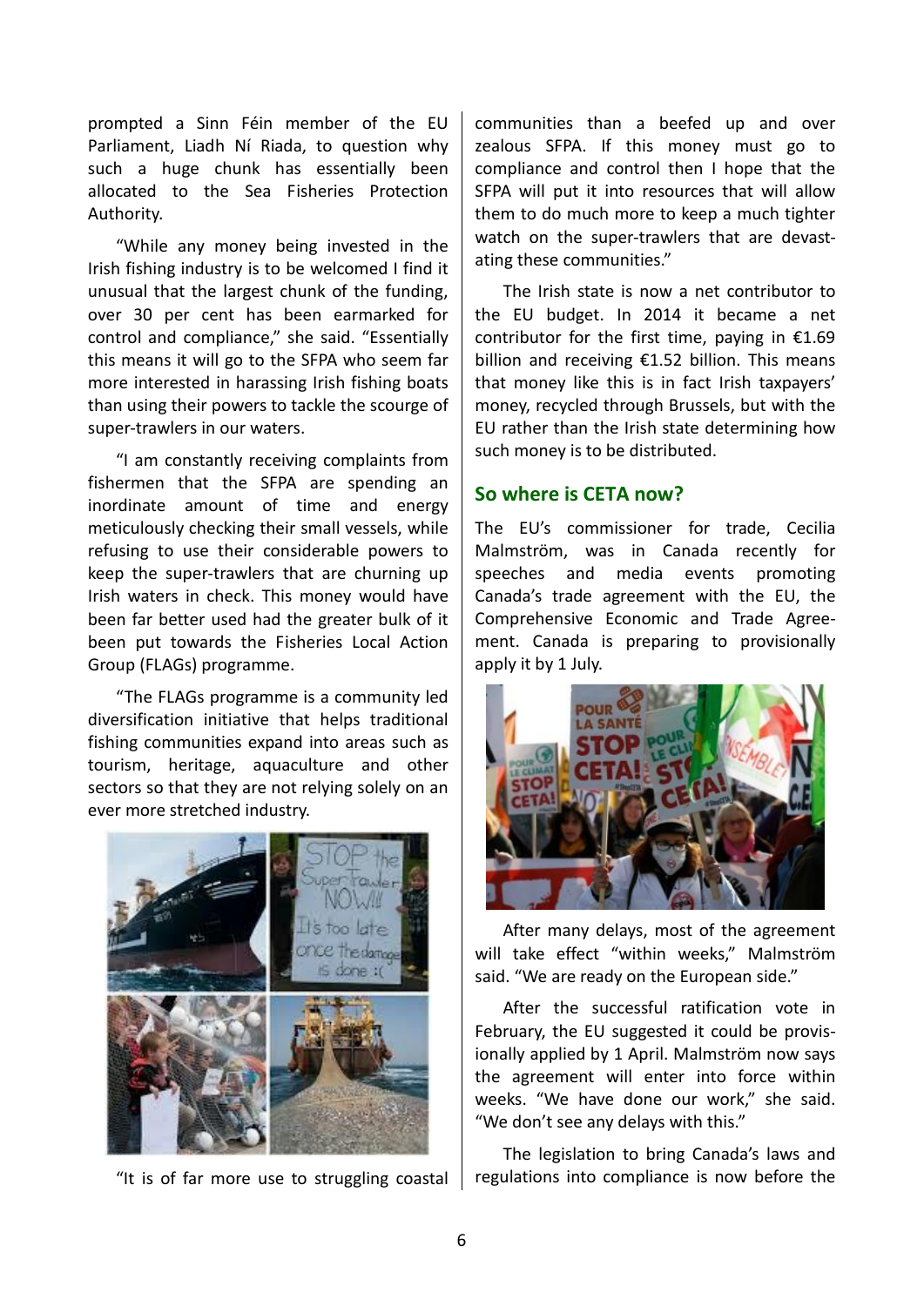prompted a Sinn Féin member of the EU Parliament, Liadh Ní Riada, to question why such a huge chunk has essentially been allocated to the Sea Fisheries Protection Authority.

"While any money being invested in the Irish fishing industry is to be welcomed I find it unusual that the largest chunk of the funding, over 30 per cent has been earmarked for control and compliance," she said. "Essentially this means it will go to the SFPA who seem far more interested in harassing Irish fishing boats than using their powers to tackle the scourge of super-trawlers in our waters.

"I am constantly receiving complaints from fishermen that the SFPA are spending an inordinate amount of time and energy meticulously checking their small vessels, while refusing to use their considerable powers to keep the super-trawlers that are churning up Irish waters in check. This money would have been far better used had the greater bulk of it been put towards the Fisheries Local Action Group (FLAGs) programme.

"The FLAGs programme is a community led diversification initiative that helps traditional fishing communities expand into areas such as tourism, heritage, aquaculture and other sectors so that they are not relying solely on an ever more stretched industry.

"It is of far more use to struggling coastal communities than a beefed up and over zealous SFPA. If this money must go to compliance and control then I hope that the SFPA will put it into resources that will allow them to do much more to keep a much tighter watch on the super-trawlers that are devastating these communities."

The Irish state is now a net contributor to the EU budget. In 2014 it became a net contributor for the first time, paying in €1.69 billion and receiving €1.52 billion. This means that money like this is in fact Irish taxpayers' money, recycled through Brussels, but with the EU rather than the Irish state determining how such money is to be distributed.

## So where is CETA now?

The EU's commissioner for trade, Cecilia Malmström, was in Canada recently for speeches and media events promoting Canada's trade agreement with the EU, the Comprehensive Economic and Trade Agreement. Canada is preparing to provisionally apply it by 1 July.

After many delays, most of the agreement will take effect "within weeks," Malmström said. "We are ready on the European side."

After the successful ratification vote in February, the EU suggested it could be provisionally applied by 1 April. Malmström now says the agreement will enter into force within weeks. "We have done our work," she said. "We don't see any delays with this."

The legislation to bring Canada's laws and regulations into compliance is now before the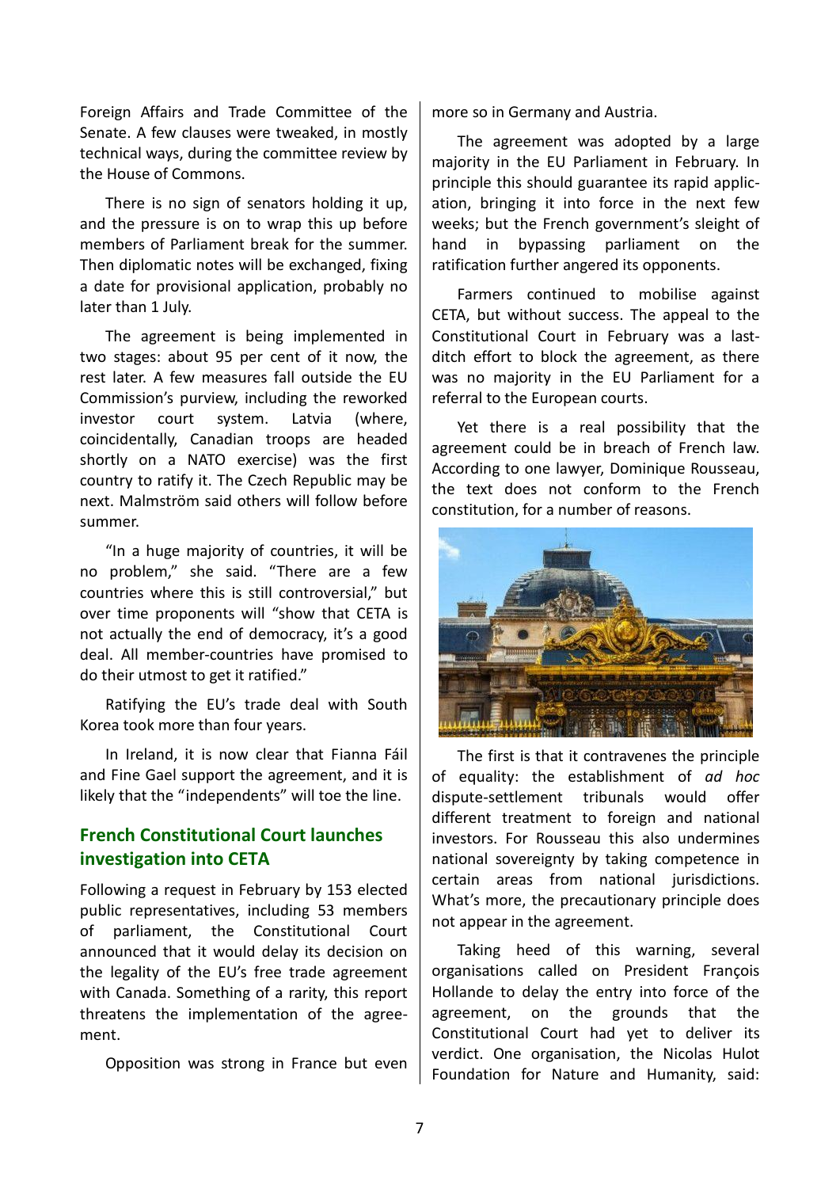Foreign Affairs and Trade Committee of the Senate. A few clauses were tweaked, in mostly technical ways, during the committee review by the House of Commons.

There is no sign of senators holding it up, and the pressure is on to wrap this up before members of Parliament break for the summer. Then diplomatic notes will be exchanged, fixing a date for provisional application, probably no later than 1 July.

The agreement is being implemented in two stages: about 95 per cent of it now, the rest later. A few measures fall outside the EU Commission's purview, including the reworked investor court system. Latvia (where, coincidentally, Canadian troops are headed shortly on a NATO exercise) was the first country to ratify it. The Czech Republic may be next. Malmström said others will follow before summer.

"In a huge majority of countries, it will be no problem," she said. "There are a few countries where this is still controversial," but over time proponents will "show that CETA is not actually the end of democracy, it's a good deal. All member-countries have promised to do their utmost to get it ratified."

Ratifying the EU's trade deal with South Korea took more than four years.

In Ireland, it is now clear that Fianna Fáil and Fine Gael support the agreement, and it is likely that the "independents" will toe the line.

## French Constitutional Court launches investigation into CETA

Following a request in February by 153 elected public representatives, including 53 members of parliament, the Constitutional Court announced that it would delay its decision on the legality of the EU's free trade agreement with Canada. Something of a rarity, this report threatens the implementation of the agreement.

Opposition was strong in France but even more so in Germany and Austria.

The agreement was adopted by a large majority in the EU Parliament in February. In principle this should guarantee its rapid application, bringing it into force in the next few weeks; but the French government's sleight of hand in bypassing parliament on the ratification further angered its opponents.

Farmers continued to mobilise against CETA, but without success. The appeal to the Constitutional Court in February was a last-ditch effort to block the agreement, as there was no majority in the EU Parliament for a referral to the European courts.

Yet there is a real possibility that the agreement could be in breach of French law. According to one lawyer, Dominique Rousseau, the text does not conform to the French constitution, for a number of reasons.

The first is that it contravenes the principle of equality: the establishment of *ad hoc* dispute-settlement tribunals would offer different treatment to foreign and national investors. For Rousseau this also undermines national sovereignty by taking competence in certain areas from national jurisdictions. What's more, the precautionary principle does not appear in the agreement.

Taking heed of this warning, several organisations called on President François Hollande to delay the entry into force of the agreement, on the grounds that the Constitutional Court had yet to deliver its verdict. One organisation, the Nicolas Hulot Foundation for Nature and Humanity, said: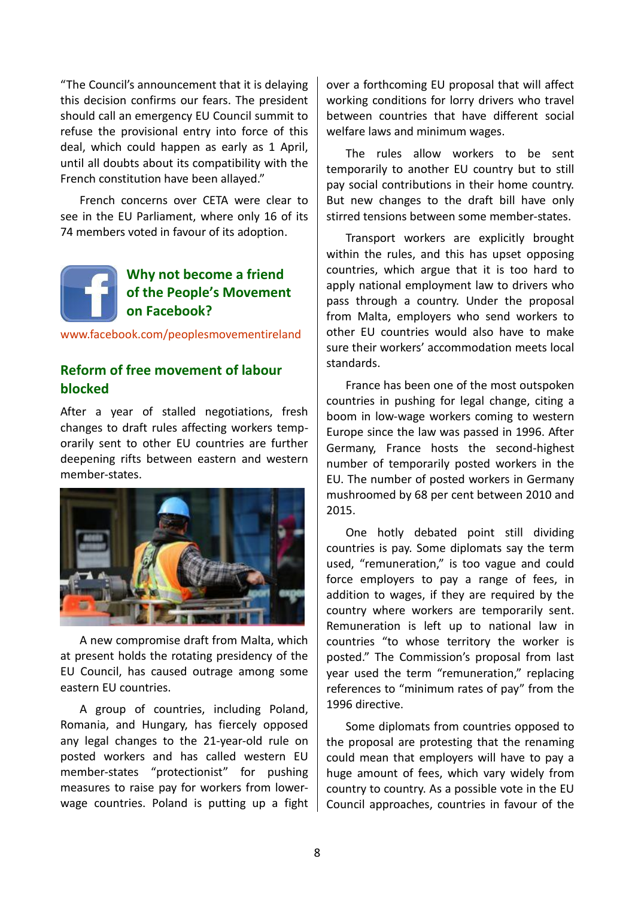"The Council's announcement that it is delaying this decision confirms our fears. The president should call an emergency EU Council summit to refuse the provisional entry into force of this deal, which could happen as early as 1 April, until all doubts about its compatibility with the French constitution have been allayed."

French concerns over CETA were clear to see in the EU Parliament, where only 16 of its 74 members voted in favour of its adoption.

**Why not become a friend of the People's Movement on Facebook?**

www.facebook.com/peoplesmovementireland

## Reform of free movement of labour blocked

After a year of stalled negotiations, fresh changes to draft rules affecting workers temporarily sent to other EU countries are further deepening rifts between eastern and western member-states.

A new compromise draft from Malta, which at present holds the rotating presidency of the EU Council, has caused outrage among some eastern EU countries.

A group of countries, including Poland, Romania, and Hungary, has fiercely opposed any legal changes to the 21-year-old rule on posted workers and has called western EU member-states "protectionist" for pushing measures to raise pay for workers from lower-wage countries. Poland is putting up a fight over a forthcoming EU proposal that will affect working conditions for lorry drivers who travel between countries that have different social welfare laws and minimum wages.

The rules allow workers to be sent temporarily to another EU country but to still pay social contributions in their home country. But new changes to the draft bill have only stirred tensions between some member-states.

Transport workers are explicitly brought within the rules, and this has upset opposing countries, which argue that it is too hard to apply national employment law to drivers who pass through a country. Under the proposal from Malta, employers who send workers to other EU countries would also have to make sure their workers' accommodation meets local standards.

France has been one of the most outspoken countries in pushing for legal change, citing a boom in low-wage workers coming to western Europe since the law was passed in 1996. After Germany, France hosts the second-highest number of temporarily posted workers in the EU. The number of posted workers in Germany mushroomed by 68 per cent between 2010 and 2015.

One hotly debated point still dividing countries is pay. Some diplomats say the term used, "remuneration," is too vague and could force employers to pay a range of fees, in addition to wages, if they are required by the country where workers are temporarily sent. Remuneration is left up to national law in countries "to whose territory the worker is posted." The Commission's proposal from last year used the term "remuneration," replacing references to "minimum rates of pay" from the 1996 directive.

Some diplomats from countries opposed to the proposal are protesting that the renaming could mean that employers will have to pay a huge amount of fees, which vary widely from country to country. As a possible vote in the EU Council approaches, countries in favour of the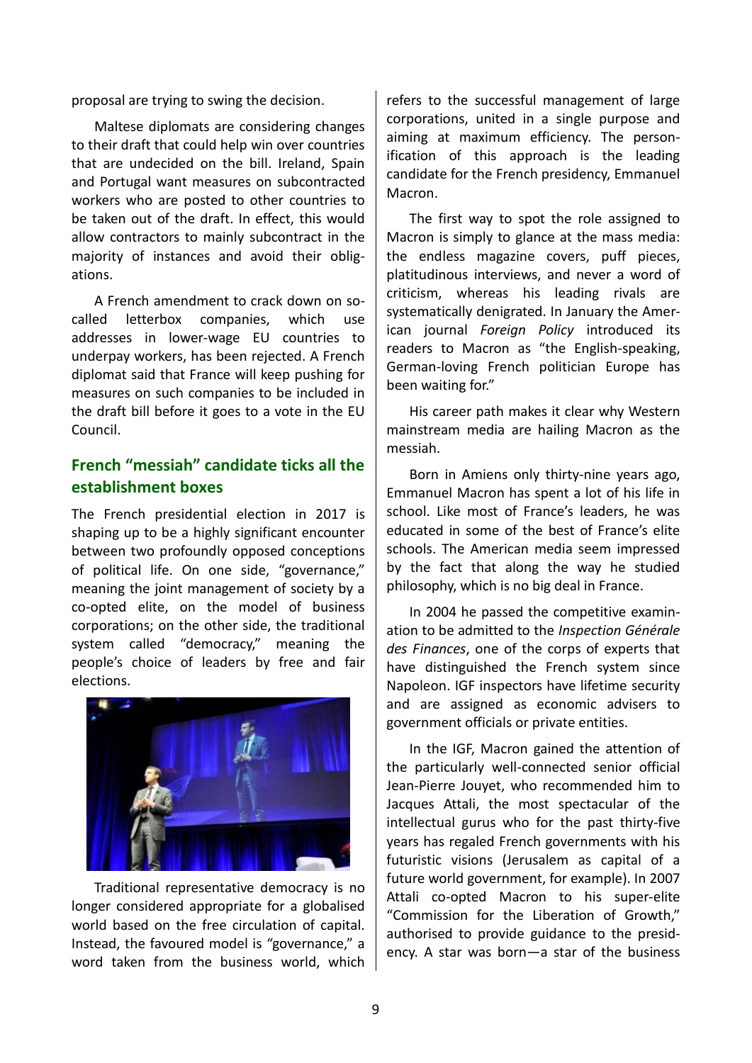proposal are trying to swing the decision.

Maltese diplomats are considering changes to their draft that could help win over countries that are undecided on the bill. Ireland, Spain and Portugal want measures on subcontracted workers who are posted to other countries to be taken out of the draft. In effect, this would allow contractors to mainly subcontract in the majority of instances and avoid their obligations.

A French amendment to crack down on so-called letterbox companies, which use addresses in lower-wage EU countries to underpay workers, has been rejected. A French diplomat said that France will keep pushing for measures on such companies to be included in the draft bill before it goes to a vote in the EU Council.

## French "messiah" candidate ticks all the establishment boxes

The French presidential election in 2017 is shaping up to be a highly significant encounter between two profoundly opposed conceptions of political life. On one side, "governance," meaning the joint management of society by a co-opted elite, on the model of business corporations; on the other side, the traditional system called "democracy," meaning the people's choice of leaders by free and fair elections.

Traditional representative democracy is no longer considered appropriate for a globalised world based on the free circulation of capital. Instead, the favoured model is "governance," a word taken from the business world, which refers to the successful management of large corporations, united in a single purpose and aiming at maximum efficiency. The personification of this approach is the leading candidate for the French presidency, Emmanuel Macron.

The first way to spot the role assigned to Macron is simply to glance at the mass media: the endless magazine covers, puff pieces, platitudinous interviews, and never a word of criticism, whereas his leading rivals are systematically denigrated. In January the American journal *Foreign Policy* introduced its readers to Macron as "the English-speaking, German-loving French politician Europe has been waiting for."

His career path makes it clear why Western mainstream media are hailing Macron as the messiah.

Born in Amiens only thirty-nine years ago, Emmanuel Macron has spent a lot of his life in school. Like most of France's leaders, he was educated in some of the best of France's elite schools. The American media seem impressed by the fact that along the way he studied philosophy, which is no big deal in France.

In 2004 he passed the competitive examination to be admitted to the *Inspection Générale des Finances*, one of the corps of experts that have distinguished the French system since Napoleon. IGF inspectors have lifetime security and are assigned as economic advisers to government officials or private entities.

In the IGF, Macron gained the attention of the particularly well-connected senior official Jean-Pierre Jouyet, who recommended him to Jacques Attali, the most spectacular of the intellectual gurus who for the past thirty-five years has regaled French governments with his futuristic visions (Jerusalem as capital of a future world government, for example). In 2007 Attali co-opted Macron to his super-elite "Commission for the Liberation of Growth," authorised to provide guidance to the presidency. A star was born—a star of the business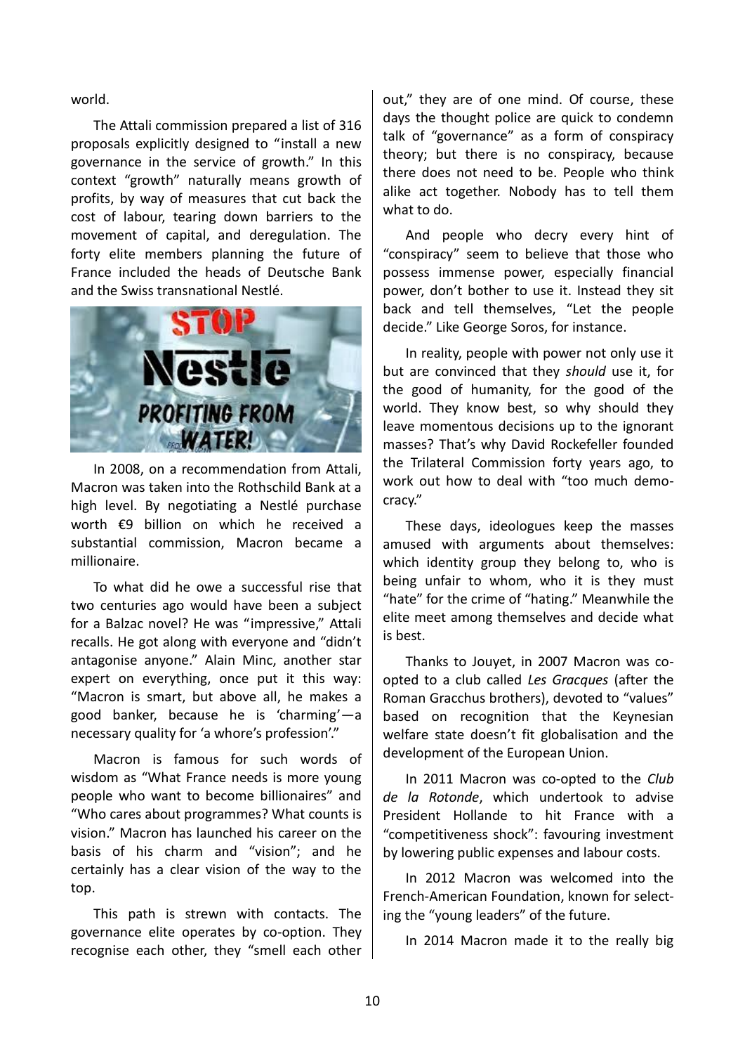world.

The Attali commission prepared a list of 316 proposals explicitly designed to "install a new governance in the service of growth." In this context "growth" naturally means growth of profits, by way of measures that cut back the cost of labour, tearing down barriers to the movement of capital, and deregulation. The forty elite members planning the future of France included the heads of Deutsche Bank and the Swiss transnational Nestlé.

In 2008, on a recommendation from Attali, Macron was taken into the Rothschild Bank at a high level. By negotiating a Nestlé purchase worth €9 billion on which he received a substantial commission, Macron became a millionaire.

To what did he owe a successful rise that two centuries ago would have been a subject for a Balzac novel? He was "impressive," Attali recalls. He got along with everyone and "didn't antagonise anyone." Alain Minc, another star expert on everything, once put it this way: "Macron is smart, but above all, he makes a good banker, because he is 'charming'—a necessary quality for 'a whore's profession'."

Macron is famous for such words of wisdom as "What France needs is more young people who want to become billionaires" and "Who cares about programmes? What counts is vision." Macron has launched his career on the basis of his charm and "vision"; and he certainly has a clear vision of the way to the top.

This path is strewn with contacts. The governance elite operates by co-option. They recognise each other, they "smell each other out," they are of one mind. Of course, these days the thought police are quick to condemn talk of "governance" as a form of conspiracy theory; but there is no conspiracy, because there does not need to be. People who think alike act together. Nobody has to tell them what to do.

And people who decry every hint of "conspiracy" seem to believe that those who possess immense power, especially financial power, don't bother to use it. Instead they sit back and tell themselves, "Let the people decide." Like George Soros, for instance.

In reality, people with power not only use it but are convinced that they *should* use it, for the good of humanity, for the good of the world. They know best, so why should they leave momentous decisions up to the ignorant masses? That's why David Rockefeller founded the Trilateral Commission forty years ago, to work out how to deal with "too much democracy."

These days, ideologues keep the masses amused with arguments about themselves: which identity group they belong to, who is being unfair to whom, who it is they must "hate" for the crime of "hating." Meanwhile the elite meet among themselves and decide what is best.

Thanks to Jouyet, in 2007 Macron was co-opted to a club called *Les Gracques* (after the Roman Gracchus brothers), devoted to "values" based on recognition that the Keynesian welfare state doesn't fit globalisation and the development of the European Union.

In 2011 Macron was co-opted to the *Club de la Rotonde*, which undertook to advise President Hollande to hit France with a "competitiveness shock": favouring investment by lowering public expenses and labour costs.

In 2012 Macron was welcomed into the French-American Foundation, known for selecting the "young leaders" of the future.

In 2014 Macron made it to the really big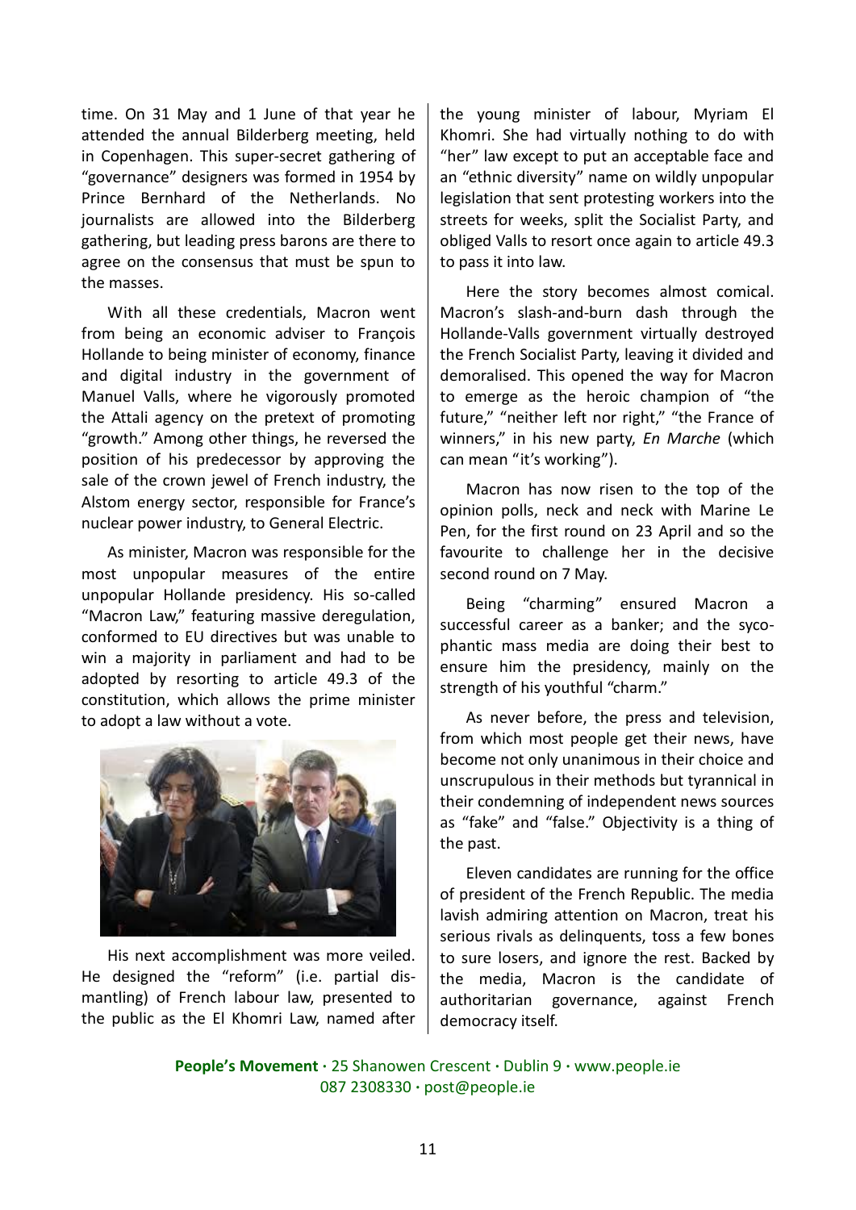time. On 31 May and 1 June of that year he attended the annual Bilderberg meeting, held in Copenhagen. This super-secret gathering of "governance" designers was formed in 1954 by Prince Bernhard of the Netherlands. No journalists are allowed into the Bilderberg gathering, but leading press barons are there to agree on the consensus that must be spun to the masses.

With all these credentials, Macron went from being an economic adviser to François Hollande to being minister of economy, finance and digital industry in the government of Manuel Valls, where he vigorously promoted the Attali agency on the pretext of promoting "growth." Among other things, he reversed the position of his predecessor by approving the sale of the crown jewel of French industry, the Alstom energy sector, responsible for France's nuclear power industry, to General Electric.

As minister, Macron was responsible for the most unpopular measures of the entire unpopular Hollande presidency. His so-called "Macron Law," featuring massive deregulation, conformed to EU directives but was unable to win a majority in parliament and had to be adopted by resorting to article 49.3 of the constitution, which allows the prime minister to adopt a law without a vote.

His next accomplishment was more veiled. He designed the "reform" (i.e. partial dismantling) of French labour law, presented to the public as the El Khomri Law, named after the young minister of labour, Myriam El Khomri. She had virtually nothing to do with "her" law except to put an acceptable face and an "ethnic diversity" name on wildly unpopular legislation that sent protesting workers into the streets for weeks, split the Socialist Party, and obliged Valls to resort once again to article 49.3 to pass it into law.

Here the story becomes almost comical. Macron's slash-and-burn dash through the Hollande-Valls government virtually destroyed the French Socialist Party, leaving it divided and demoralised. This opened the way for Macron to emerge as the heroic champion of "the future," "neither left nor right," "the France of winners," in his new party, *En Marche* (which can mean "it's working").

Macron has now risen to the top of the opinion polls, neck and neck with Marine Le Pen, for the first round on 23 April and so the favourite to challenge her in the decisive second round on 7 May.

Being "charming" ensured Macron a successful career as a banker; and the sycophantic mass media are doing their best to ensure him the presidency, mainly on the strength of his youthful "charm."

As never before, the press and television, from which most people get their news, have become not only unanimous in their choice and unscrupulous in their methods but tyrannical in their condemning of independent news sources as "fake" and "false." Objectivity is a thing of the past.

Eleven candidates are running for the office of president of the French Republic. The media lavish admiring attention on Macron, treat his serious rivals as delinquents, toss a few bones to sure losers, and ignore the rest. Backed by the media, Macron is the candidate of authoritarian governance, against French democracy itself.

**People's Movement** · 25 Shanowen Crescent · Dublin 9 · www.people.ie
087 2308330 · post@people.ie